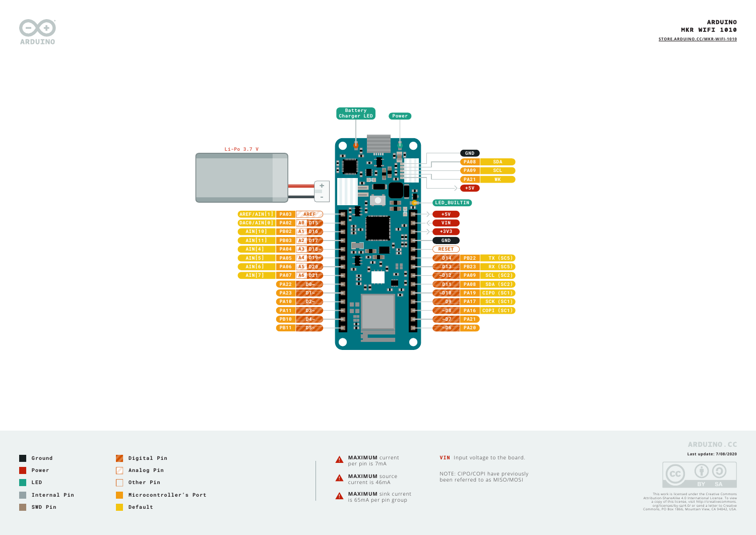# ARDUINO MKR WIFI 1010

STORE.ARDUINO.CC/MKR-WIFI-1010

Battery Charger LED

Power

Li-Po 3.7 V

| Default | Port | Pin |
|---|---|---|
| | | GND |
| SDA | PA08 | |
| SCL | PA09 | |
| WK | PA21 | |
| | | +5V |
| | | LED_BUILTIN |

| Default | Port | Pin | Pin | Port | Default |
|---|---|---|---|---|---|
| AREF/AIN[1] | PA03 | AREF | +5V | | |
| DAC0/AIN[0] | PA02 | A0 D15 | VIN | | |
| AIN[10] | PB02 | A1 D16 | +3V3 | | |
| AIN[11] | PB03 | A2 D17 | GND | | |
| AIN[4] | PA04 | A3 D18~ | RESET | | |
| AIN[5] | PA05 | A4 D19~ | D14 | PB22 | TX (SC5) |
| AIN[6] | PA06 | A5 D20 | D13 | PB23 | RX (SC5) |
| AIN[7] | PA07 | A6 D21 | ~D12 | PA09 | SCL (SC2) |
| | PA22 | D0~ | D11 | PA08 | SDA (SC2) |
| | PA23 | D1~ | ~D10 | PA19 | CIPO (SC1) |
| | PA10 | D2~ | D9 | PA17 | SCK (SC1) |
| | PA11 | D3~ | ~D8 | PA16 | COPI (SC1) |
| | PB10 | D4~ | ~D7 | PA21 | |
| | PB11 | D5~ | ~D6 | PA20 | |

- Ground
- Power
- LED
- Internal Pin
- SWD Pin
- Digital Pin
- Analog Pin
- Other Pin
- Microcontroller's Port
- Default

**MAXIMUM** current per pin is 7mA

**MAXIMUM** source current is 46mA

**MAXIMUM** sink current is 65mA per pin group

**VIN** Input voltage to the board.

NOTE: CIPO/COPI have previously been referred to as MISO/MOSI

ARDUINO.CC

Last update: 7/08/2020

This work is licensed under the Creative Commons Attribution-ShareAlike 4.0 International License. To view a copy of this license, visit http://creativecommons.org/licenses/by-sa/4.0/ or send a letter to Creative Commons, PO Box 1866, Mountain View, CA 94042, USA.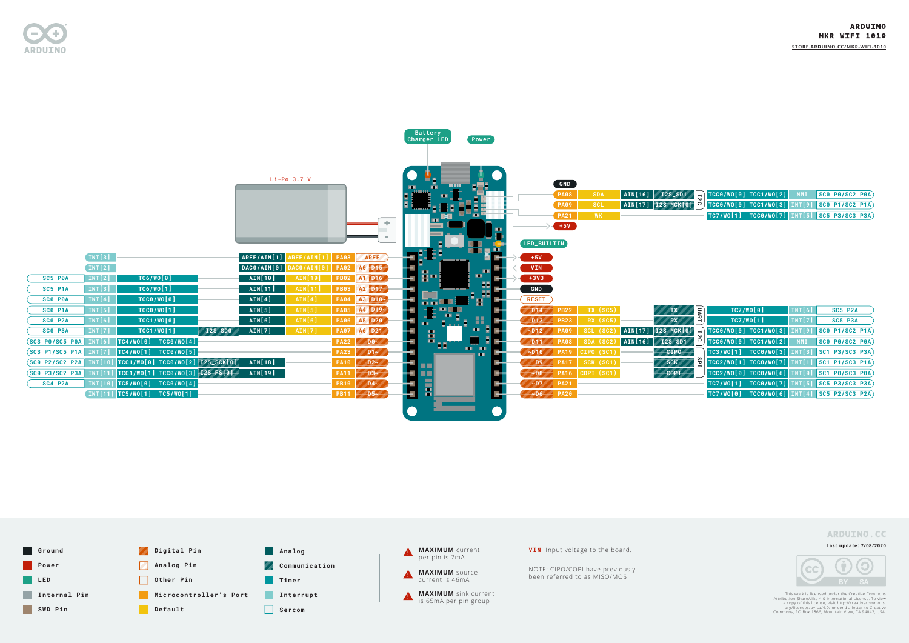# ARDUINO MKR WIFI 1010

STORE.ARDUINO.CC/MKR-WIFI-1010

Battery Charger LED

Power

Li-Po 3.7 V

LED_BUILTIN

## Left header pins

| Sercom | Interrupt | Timer | | Communication | Analog | Default | Port | Pin |
|---|---|---|---|---|---|---|---|---|
| | INT[3] | | | | AREF/AIN[1] | AREF/AIN[1] | PA03 | AREF |
| | INT[2] | | | | DAC0/AIN[0] | DAC0/AIN[0] | PA02 | A0 D15 |
| SC5 P0A | INT[2] | TC6/WO[0] | | | AIN[10] | AIN[10] | PB02 | A1 D16 |
| SC5 P1A | INT[3] | TC6/WO[1] | | | AIN[11] | AIN[11] | PB03 | A2 D17 |
| SC0 P0A | INT[4] | TCC0/WO[0] | | | AIN[4] | AIN[4] | PA04 | A3 D18~ |
| SC0 P1A | INT[5] | TCC0/WO[1] | | | AIN[5] | AIN[5] | PA05 | A4 D19~ |
| SC0 P2A | INT[6] | TCC1/WO[0] | | | AIN[6] | AIN[6] | PA06 | A5 D20 |
| SC0 P3A | INT[7] | TCC1/WO[1] | | I2S_SD0 | AIN[7] | AIN[7] | PA07 | A6 D21 |
| SC3 P0/SC5 P0A | INT[6] | TC4/WO[0] | TCC0/WO[4] | | | | PA22 | D0~ |
| SC3 P1/SC5 P1A | INT[7] | TC4/WO[1] | TCC0/WO[5] | | | | PA23 | D1~ |
| SC0 P2/SC2 P2A | INT[10] | TCC1/WO[0] | TCC0/WO[2] | I2S_SCK[0] | AIN[18] | | PA10 | D2~ |
| SC0 P3/SC2 P3A | INT[11] | TCC1/WO[1] | TCC0/WO[3] | I2S_FS[0] | AIN[19] | | PA11 | D3~ |
| SC4 P2A | INT[10] | TC5/WO[0] | TCC0/WO[4] | | | | PB10 | D4~ |
| | INT[11] | TC5/WO[1] | TC5/WO[1] | | | | PB11 | D5~ |

## Right header pins

| Pin | Port | Default | Analog | Communication | Timer | | Interrupt | Sercom |
|---|---|---|---|---|---|---|---|---|
| GND | | | | | | | | |
| | PA08 | SDA | AIN[16] | I2S_SD1 (I2C) | TCC0/WO[0] | TCC1/WO[2] | NMI | SC0 P0/SC2 P0A |
| | PA09 | SCL | AIN[17] | I2S_MCK[0] (I2C) | TCC0/WO[0] | TCC1/WO[3] | INT[9] | SC0 P1/SC2 P1A |
| | PA21 | WK | | | TC7/WO[1] | TCC0/WO[7] | INT[5] | SC5 P3/SC3 P3A |
| +5V | | | | | | | | |
| +5V | | | | | | | | |
| VIN | | | | | | | | |
| +3V3 | | | | | | | | |
| GND | | | | | | | | |
| RESET | | | | | | | | |
| D14 | PB22 | TX (SC5) | | TX (UART) | TC7/WO[0] | | INT[6] | SC5 P2A |
| D13 | PB23 | RX (SC5) | | RX (UART) | TC7/WO[1] | | INT[7] | SC5 P3A |
| ~D12 | PA09 | SCL (SC2) | AIN[17] | I2S_MCK[0] (I2C) | TCC0/WO[0] | TCC1/WO[3] | INT[9] | SC0 P1/SC2 P1A |
| D11 | PA08 | SDA (SC2) | AIN[16] | I2S_SD1 (I2C) | TCC0/WO[0] | TCC1/WO[2] | NMI | SC0 P0/SC2 P0A |
| ~D10 | PA19 | CIPO (SC1) | | CIPO (SPI) | TC3/WO[1] | TCC0/WO[3] | INT[3] | SC1 P3/SC3 P3A |
| D9 | PA17 | SCK (SC1) | | SCK (SPI) | TCC2/WO[1] | TCC0/WO[7] | INT[1] | SC1 P1/SC3 P1A |
| ~D8 | PA16 | COPI (SC1) | | COPI (SPI) | TCC2/WO[0] | TCC0/WO[6] | INT[0] | SC1 P0/SC3 P0A |
| ~D7 | PA21 | | | | TC7/WO[1] | TCC0/WO[7] | INT[5] | SC5 P3/SC3 P3A |
| ~D6 | PA20 | | | | TC7/WO[0] | TCC0/WO[6] | INT[4] | SC5 P2/SC3 P2A |

## Legend

- Ground
- Power
- LED
- Internal Pin
- SWD Pin
- Digital Pin
- Analog Pin
- Other Pin
- Microcontroller's Port
- Default
- Analog
- Communication
- Timer
- Interrupt
- Sercom

**MAXIMUM** current per pin is 7mA

**MAXIMUM** source current is 46mA

**MAXIMUM** sink current is 65mA per pin group

**VIN** Input voltage to the board.

NOTE: CIPO/COPI have previously been referred to as MISO/MOSI

ARDUINO.CC

Last update: 7/08/2020

This work is licensed under the Creative Commons Attribution-ShareAlike 4.0 International License. To view a copy of this license, visit http://creativecommons.org/licenses/by-sa/4.0/ or send a letter to Creative Commons, PO Box 1866, Mountain View, CA 94042, USA.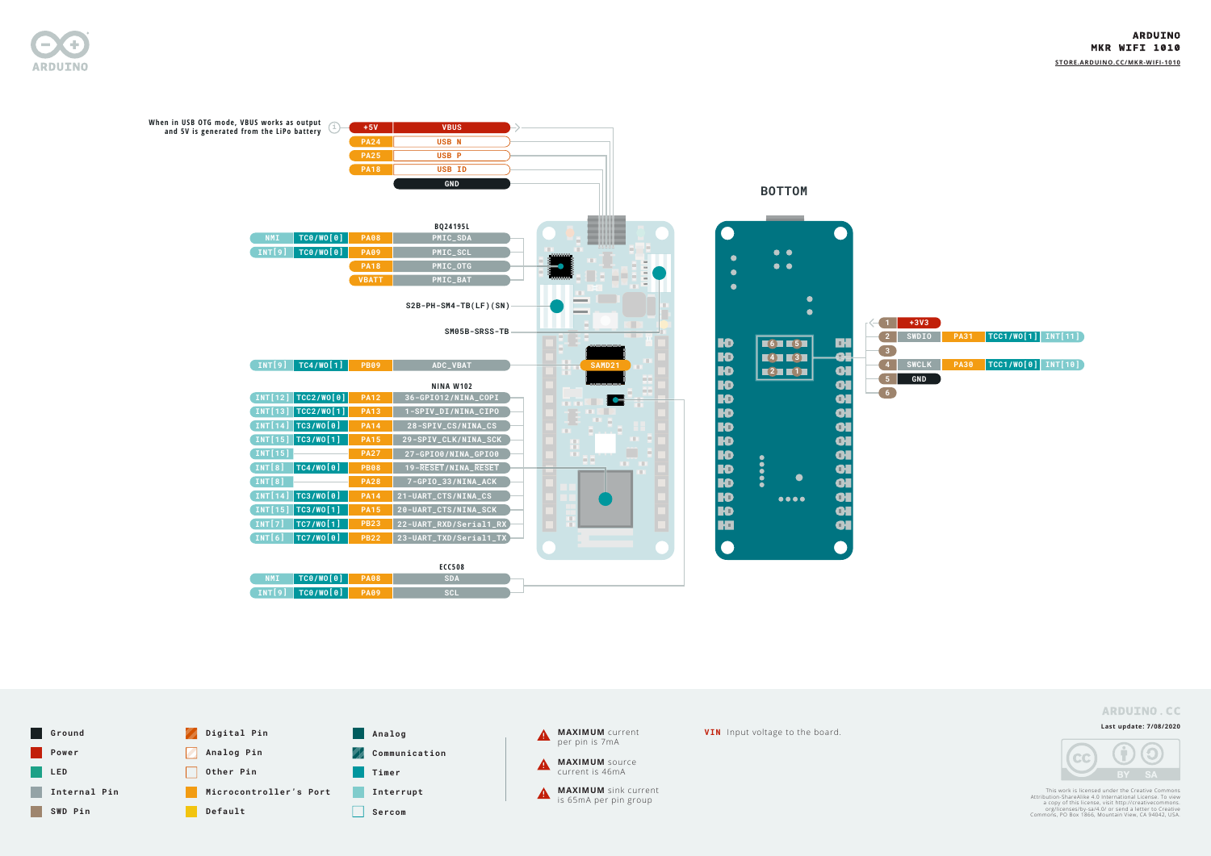# ARDUINO MKR WIFI 1010

STORE.ARDUINO.CC/MKR-WIFI-1010

When in USB OTG mode, VBUS works as output and 5V is generated from the LiPo battery

| | | | |
|---|---|---|---|
| 1 | +5V | VBUS | |
| | PA24 | USB N | |
| | PA25 | USB P | |
| | PA18 | USB ID | |
| | | GND | |

BQ24195L

| | | | |
|---|---|---|---|
| NMI | TC0/WO[0] | PA08 | PMIC_SDA |
| INT[9] | TC0/WO[0] | PA09 | PMIC_SCL |
| | | PA18 | PMIC_OTG |
| | | VBATT | PMIC_BAT |

S2B-PH-SM4-TB(LF)(SN)

SM05B-SRSS-TB

| | | | |
|---|---|---|---|
| INT[9] | TC4/WO[1] | PB09 | ADC_VBAT |

SAMD21

NINA W102

| | | | |
|---|---|---|---|
| INT[12] | TCC2/WO[0] | PA12 | 36-GPIO12/NINA_COPI |
| INT[13] | TCC2/WO[1] | PA13 | 1-SPIV_DI/NINA_CIPO |
| INT[14] | TC3/WO[0] | PA14 | 28-SPIV_CS/NINA_CS |
| INT[15] | TC3/WO[1] | PA15 | 29-SPIV_CLK/NINA_SCK |
| INT[15] | | PA27 | 27-GPIO0/NINA_GPIO0 |
| INT[8] | TC4/WO[0] | PB08 | 19-RESET/NINA_RESET |
| INT[8] | | PA28 | 7-GPIO_33/NINA_ACK |
| INT[14] | TC3/WO[0] | PA14 | 21-UART_CTS/NINA_CS |
| INT[15] | TC3/WO[1] | PA15 | 20-UART_CTS/NINA_SCK |
| INT[7] | TC7/WO[1] | PB23 | 22-UART_RXD/Serial1_RX |
| INT[6] | TC7/WO[0] | PB22 | 23-UART_TXD/Serial1_TX |

ECC508

| | | | |
|---|---|---|---|
| NMI | TC0/WO[0] | PA08 | SDA |
| INT[9] | TC0/WO[0] | PA09 | SCL |

## BOTTOM

| | | | | |
|---|---|---|---|---|
| 1 | +3V3 | | | |
| 2 | SWDIO | PA31 | TCC1/WO[1] | INT[11] |
| 3 | | | | |
| 4 | SWCLK | PA30 | TCC1/WO[0] | INT[10] |
| 5 | GND | | | |
| 6 | | | | |

Ground
Power
LED
Internal Pin
SWD Pin

Digital Pin
Analog Pin
Other Pin
Microcontroller's Port
Default

Analog
Communication
Timer
Interrupt
Sercom

**MAXIMUM** current per pin is 7mA

**MAXIMUM** source current is 46mA

**MAXIMUM** sink current is 65mA per pin group

**VIN** Input voltage to the board.

ARDUINO.CC

Last update: 7/08/2020

This work is licensed under the Creative Commons Attribution-ShareAlike 4.0 International License. To view a copy of this license, visit http://creativecommons.org/licenses/by-sa/4.0/ or send a letter to Creative Commons, PO Box 1866, Mountain View, CA 94042, USA.